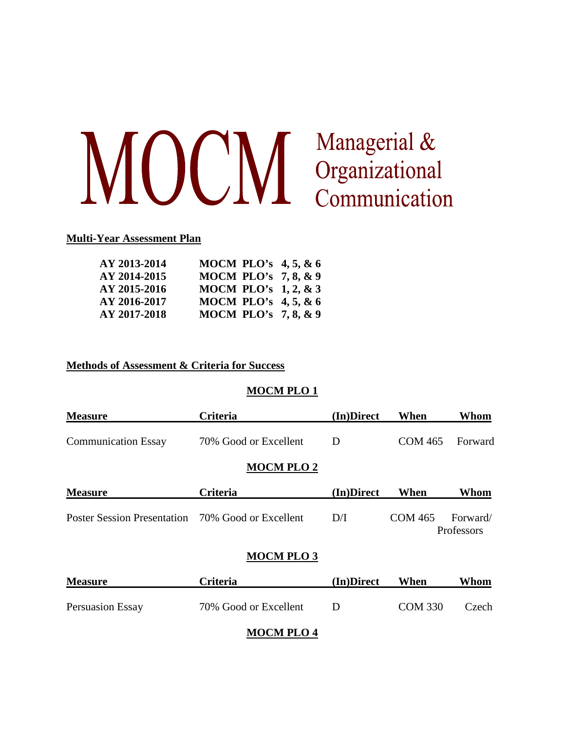# MOCM Managerial & Organizational Communication

## Multi-Year Assessment Plan

| | |
|---|---|
| **AY 2013-2014** | **MOCM PLO's 4, 5, & 6** |
| **AY 2014-2015** | **MOCM PLO's 7, 8, & 9** |
| **AY 2015-2016** | **MOCM PLO's 1, 2, & 3** |
| **AY 2016-2017** | **MOCM PLO's 4, 5, & 6** |
| **AY 2017-2018** | **MOCM PLO's 7, 8, & 9** |

## Methods of Assessment & Criteria for Success

### MOCM PLO 1

| Measure | Criteria | (In)Direct | When | Whom |
|---|---|---|---|---|
| Communication Essay | 70% Good or Excellent | D | COM 465 | Forward |

### MOCM PLO 2

| Measure | Criteria | (In)Direct | When | Whom |
|---|---|---|---|---|
| Poster Session Presentation | 70% Good or Excellent | D/I | COM 465 | Forward/ Professors |

### MOCM PLO 3

| Measure | Criteria | (In)Direct | When | Whom |
|---|---|---|---|---|
| Persuasion Essay | 70% Good or Excellent | D | COM 330 | Czech |

### MOCM PLO 4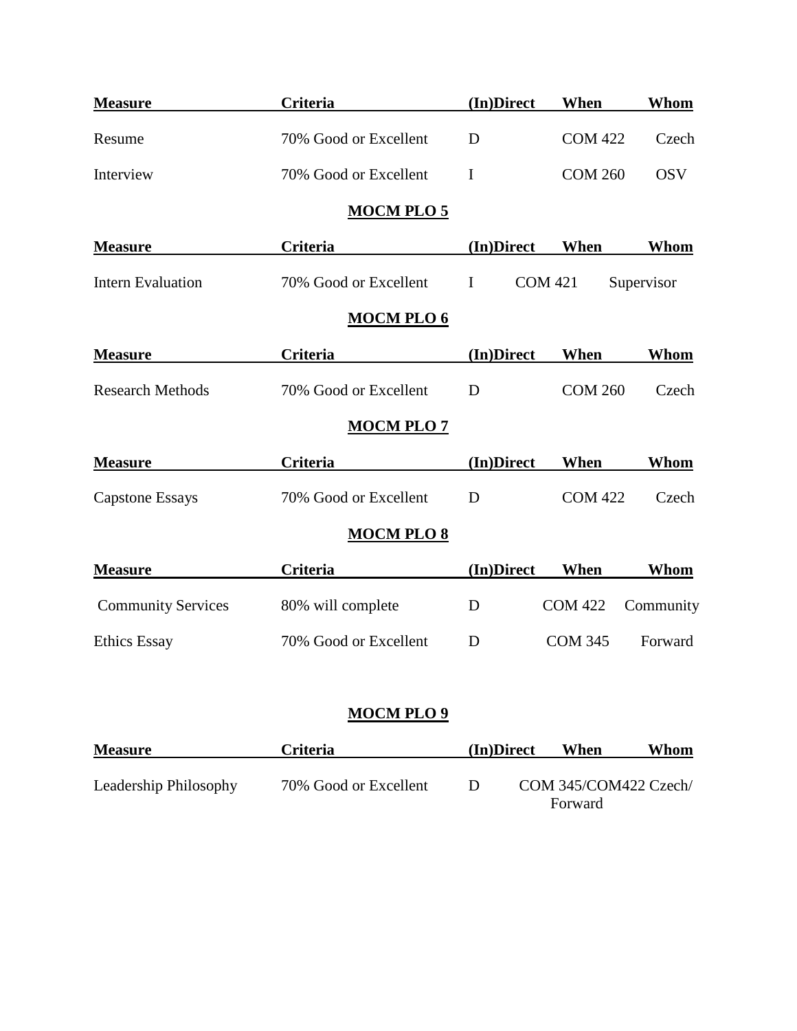| Measure | Criteria | (In)Direct | When | Whom |
| --- | --- | --- | --- | --- |
| Resume | 70% Good or Excellent | D | COM 422 | Czech |
| Interview | 70% Good or Excellent | I | COM 260 | OSV |

**MOCM PLO 5**

| Measure | Criteria | (In)Direct | When | Whom |
| --- | --- | --- | --- | --- |
| Intern Evaluation | 70% Good or Excellent | I | COM 421 | Supervisor |

**MOCM PLO 6**

| Measure | Criteria | (In)Direct | When | Whom |
| --- | --- | --- | --- | --- |
| Research Methods | 70% Good or Excellent | D | COM 260 | Czech |

**MOCM PLO 7**

| Measure | Criteria | (In)Direct | When | Whom |
| --- | --- | --- | --- | --- |
| Capstone Essays | 70% Good or Excellent | D | COM 422 | Czech |

**MOCM PLO 8**

| Measure | Criteria | (In)Direct | When | Whom |
| --- | --- | --- | --- | --- |
| Community Services | 80% will complete | D | COM 422 | Community |
| Ethics Essay | 70% Good or Excellent | D | COM 345 | Forward |

**MOCM PLO 9**

| Measure | Criteria | (In)Direct | When | Whom |
| --- | --- | --- | --- | --- |
| Leadership Philosophy | 70% Good or Excellent | D | COM 345/COM422 | Czech/ Forward |